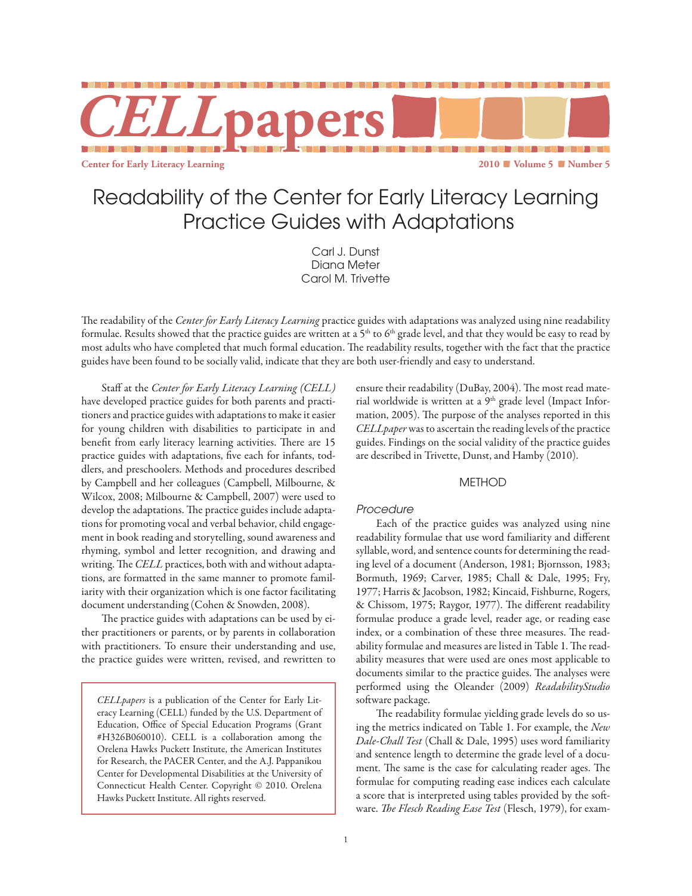# CELLpapers

**Center for Early Literacy Learning** — **2010 ■ Volume 5 ■ Number 5**

# Readability of the Center for Early Literacy Learning Practice Guides with Adaptations

Carl J. Dunst
Diana Meter
Carol M. Trivette

The readability of the *Center for Early Literacy Learning* practice guides with adaptations was analyzed using nine readability formulae. Results showed that the practice guides are written at a 5th to 6th grade level, and that they would be easy to read by most adults who have completed that much formal education. The readability results, together with the fact that the practice guides have been found to be socially valid, indicate that they are both user-friendly and easy to understand.

Staff at the *Center for Early Literacy Learning (CELL)* have developed practice guides for both parents and practitioners and practice guides with adaptations to make it easier for young children with disabilities to participate in and benefit from early literacy learning activities. There are 15 practice guides with adaptations, five each for infants, toddlers, and preschoolers. Methods and procedures described by Campbell and her colleagues (Campbell, Milbourne, & Wilcox, 2008; Milbourne & Campbell, 2007) were used to develop the adaptations. The practice guides include adaptations for promoting vocal and verbal behavior, child engagement in book reading and storytelling, sound awareness and rhyming, symbol and letter recognition, and drawing and writing. The *CELL* practices, both with and without adaptations, are formatted in the same manner to promote familiarity with their organization which is one factor facilitating document understanding (Cohen & Snowden, 2008).

The practice guides with adaptations can be used by either practitioners or parents, or by parents in collaboration with practitioners. To ensure their understanding and use, the practice guides were written, revised, and rewritten to ensure their readability (DuBay, 2004). The most read material worldwide is written at a 9th grade level (Impact Information, 2005). The purpose of the analyses reported in this *CELLpaper* was to ascertain the reading levels of the practice guides. Findings on the social validity of the practice guides are described in Trivette, Dunst, and Hamby (2010).

> *CELLpapers* is a publication of the Center for Early Literacy Learning (CELL) funded by the U.S. Department of Education, Office of Special Education Programs (Grant #H326B060010). CELL is a collaboration among the Orelena Hawks Puckett Institute, the American Institutes for Research, the PACER Center, and the A.J. Pappanikou Center for Developmental Disabilities at the University of Connecticut Health Center. Copyright © 2010. Orelena Hawks Puckett Institute. All rights reserved.

## METHOD

### *Procedure*

Each of the practice guides was analyzed using nine readability formulae that use word familiarity and different syllable, word, and sentence counts for determining the reading level of a document (Anderson, 1981; Bjornsson, 1983; Bormuth, 1969; Carver, 1985; Chall & Dale, 1995; Fry, 1977; Harris & Jacobson, 1982; Kincaid, Fishburne, Rogers, & Chissom, 1975; Raygor, 1977). The different readability formulae produce a grade level, reader age, or reading ease index, or a combination of these three measures. The readability formulae and measures are listed in Table 1. The readability measures that were used are ones most applicable to documents similar to the practice guides. The analyses were performed using the Oleander (2009) *ReadabilityStudio* software package.

The readability formulae yielding grade levels do so using the metrics indicated on Table 1. For example, the *New Dale-Chall Test* (Chall & Dale, 1995) uses word familiarity and sentence length to determine the grade level of a document. The same is the case for calculating reader ages. The formulae for computing reading ease indices each calculate a score that is interpreted using tables provided by the software. *The Flesch Reading Ease Test* (Flesch, 1979), for exam-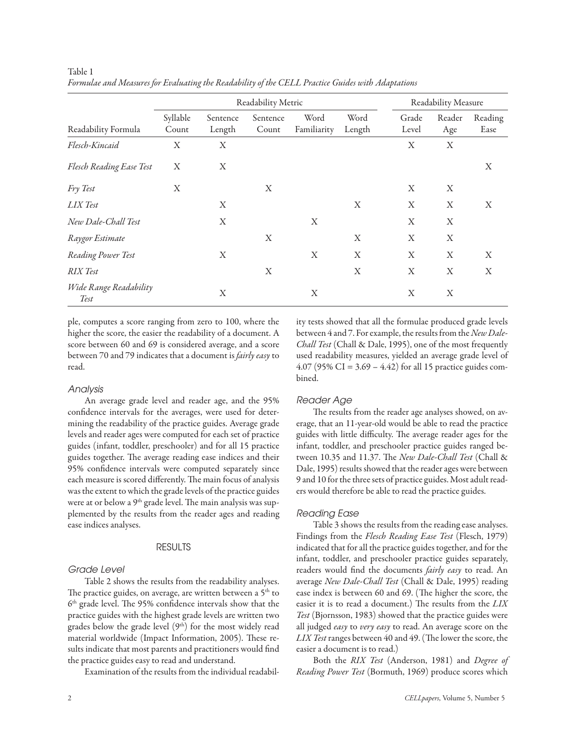Table 1
*Formulae and Measures for Evaluating the Readability of the CELL Practice Guides with Adaptations*

| | Readability Metric | | | | | Readability Measure | | |
|---|---|---|---|---|---|---|---|---|
| Readability Formula | Syllable Count | Sentence Length | Sentence Count | Word Familiarity | Word Length | Grade Level | Reader Age | Reading Ease |
| *Flesch-Kincaid* | X | X | | | | X | X | |
| *Flesch Reading Ease Test* | X | X | | | | | | X |
| *Fry Test* | X | | X | | | X | X | |
| *LIX Test* | | X | | | X | X | X | X |
| *New Dale-Chall Test* | | X | | X | | X | X | |
| *Raygor Estimate* | | | X | | X | X | X | |
| *Reading Power Test* | | X | | X | X | X | X | X |
| *RIX Test* | | | X | | X | X | X | X |
| *Wide Range Readability Test* | | X | | X | | X | X | |

ple, computes a score ranging from zero to 100, where the higher the score, the easier the readability of a document. A score between 60 and 69 is considered average, and a score between 70 and 79 indicates that a document is *fairly easy* to read.

### *Analysis*

An average grade level and reader age, and the 95% confidence intervals for the averages, were used for determining the readability of the practice guides. Average grade levels and reader ages were computed for each set of practice guides (infant, toddler, preschooler) and for all 15 practice guides together. The average reading ease indices and their 95% confidence intervals were computed separately since each measure is scored differently. The main focus of analysis was the extent to which the grade levels of the practice guides were at or below a 9th grade level. The main analysis was supplemented by the results from the reader ages and reading ease indices analyses.

## RESULTS

### *Grade Level*

Table 2 shows the results from the readability analyses. The practice guides, on average, are written between a 5th to 6th grade level. The 95% confidence intervals show that the practice guides with the highest grade levels are written two grades below the grade level (9th) for the most widely read material worldwide (Impact Information, 2005). These results indicate that most parents and practitioners would find the practice guides easy to read and understand.

Examination of the results from the individual readability tests showed that all the formulae produced grade levels between 4 and 7. For example, the results from the *New Dale-Chall Test* (Chall & Dale, 1995), one of the most frequently used readability measures, yielded an average grade level of 4.07 (95% CI = 3.69 – 4.42) for all 15 practice guides combined.

### *Reader Age*

The results from the reader age analyses showed, on average, that an 11-year-old would be able to read the practice guides with little difficulty. The average reader ages for the infant, toddler, and preschooler practice guides ranged between 10.35 and 11.37. The *New Dale-Chall Test* (Chall & Dale, 1995) results showed that the reader ages were between 9 and 10 for the three sets of practice guides. Most adult readers would therefore be able to read the practice guides.

### *Reading Ease*

Table 3 shows the results from the reading ease analyses. Findings from the *Flesch Reading Ease Test* (Flesch, 1979) indicated that for all the practice guides together, and for the infant, toddler, and preschooler practice guides separately, readers would find the documents *fairly easy* to read. An average *New Dale-Chall Test* (Chall & Dale, 1995) reading ease index is between 60 and 69. (The higher the score, the easier it is to read a document.) The results from the *LIX Test* (Bjornsson, 1983) showed that the practice guides were all judged *easy* to *very easy* to read. An average score on the *LIX Test* ranges between 40 and 49. (The lower the score, the easier a document is to read.)

Both the *RIX Test* (Anderson, 1981) and *Degree of Reading Power Test* (Bormuth, 1969) produce scores which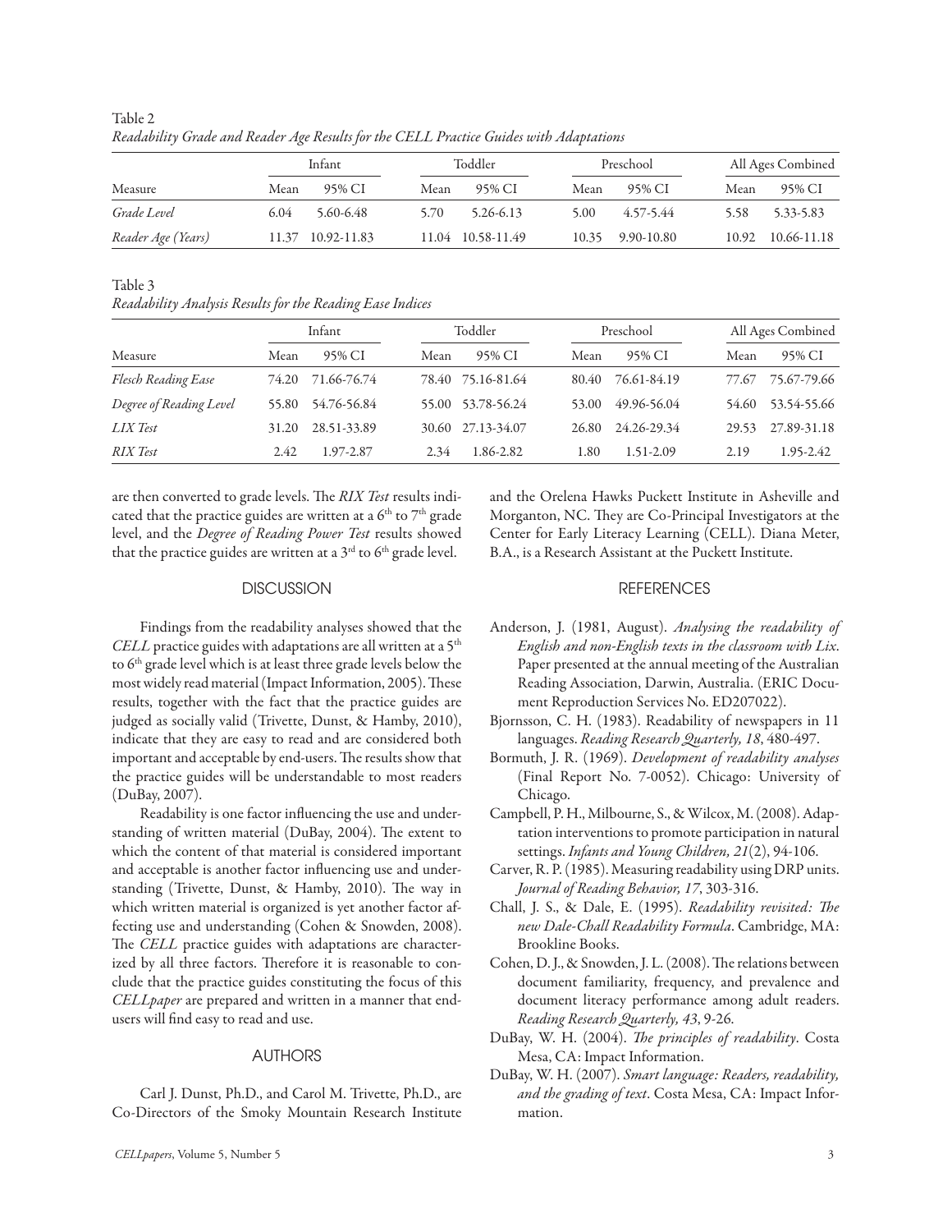Table 2
*Readability Grade and Reader Age Results for the CELL Practice Guides with Adaptations*

| | Infant | | Toddler | | Preschool | | All Ages Combined | |
|---|---|---|---|---|---|---|---|---|
| Measure | Mean | 95% CI | Mean | 95% CI | Mean | 95% CI | Mean | 95% CI |
| *Grade Level* | 6.04 | 5.60-6.48 | 5.70 | 5.26-6.13 | 5.00 | 4.57-5.44 | 5.58 | 5.33-5.83 |
| *Reader Age (Years)* | 11.37 | 10.92-11.83 | 11.04 | 10.58-11.49 | 10.35 | 9.90-10.80 | 10.92 | 10.66-11.18 |

Table 3
*Readability Analysis Results for the Reading Ease Indices*

| | Infant | | Toddler | | Preschool | | All Ages Combined | |
|---|---|---|---|---|---|---|---|---|
| Measure | Mean | 95% CI | Mean | 95% CI | Mean | 95% CI | Mean | 95% CI |
| *Flesch Reading Ease* | 74.20 | 71.66-76.74 | 78.40 | 75.16-81.64 | 80.40 | 76.61-84.19 | 77.67 | 75.67-79.66 |
| *Degree of Reading Level* | 55.80 | 54.76-56.84 | 55.00 | 53.78-56.24 | 53.00 | 49.96-56.04 | 54.60 | 53.54-55.66 |
| *LIX Test* | 31.20 | 28.51-33.89 | 30.60 | 27.13-34.07 | 26.80 | 24.26-29.34 | 29.53 | 27.89-31.18 |
| *RIX Test* | 2.42 | 1.97-2.87 | 2.34 | 1.86-2.82 | 1.80 | 1.51-2.09 | 2.19 | 1.95-2.42 |

are then converted to grade levels. The *RIX Test* results indicated that the practice guides are written at a 6th to 7th grade level, and the *Degree of Reading Power Test* results showed that the practice guides are written at a 3rd to 6th grade level.

## DISCUSSION

Findings from the readability analyses showed that the *CELL* practice guides with adaptations are all written at a 5th to 6th grade level which is at least three grade levels below the most widely read material (Impact Information, 2005). These results, together with the fact that the practice guides are judged as socially valid (Trivette, Dunst, & Hamby, 2010), indicate that they are easy to read and are considered both important and acceptable by end-users. The results show that the practice guides will be understandable to most readers (DuBay, 2007).

Readability is one factor influencing the use and understanding of written material (DuBay, 2004). The extent to which the content of that material is considered important and acceptable is another factor influencing use and understanding (Trivette, Dunst, & Hamby, 2010). The way in which written material is organized is yet another factor affecting use and understanding (Cohen & Snowden, 2008). The *CELL* practice guides with adaptations are characterized by all three factors. Therefore it is reasonable to conclude that the practice guides constituting the focus of this *CELLpaper* are prepared and written in a manner that end-users will find easy to read and use.

## AUTHORS

Carl J. Dunst, Ph.D., and Carol M. Trivette, Ph.D., are Co-Directors of the Smoky Mountain Research Institute and the Orelena Hawks Puckett Institute in Asheville and Morganton, NC. They are Co-Principal Investigators at the Center for Early Literacy Learning (CELL). Diana Meter, B.A., is a Research Assistant at the Puckett Institute.

## REFERENCES

Anderson, J. (1981, August). *Analysing the readability of English and non-English texts in the classroom with Lix*. Paper presented at the annual meeting of the Australian Reading Association, Darwin, Australia. (ERIC Document Reproduction Services No. ED207022).

Bjornsson, C. H. (1983). Readability of newspapers in 11 languages. *Reading Research Quarterly, 18*, 480-497.

Bormuth, J. R. (1969). *Development of readability analyses* (Final Report No. 7-0052). Chicago: University of Chicago.

Campbell, P. H., Milbourne, S., & Wilcox, M. (2008). Adaptation interventions to promote participation in natural settings. *Infants and Young Children, 21*(2), 94-106.

Carver, R. P. (1985). Measuring readability using DRP units. *Journal of Reading Behavior, 17*, 303-316.

Chall, J. S., & Dale, E. (1995). *Readability revisited: The new Dale-Chall Readability Formula*. Cambridge, MA: Brookline Books.

Cohen, D. J., & Snowden, J. L. (2008). The relations between document familiarity, frequency, and prevalence and document literacy performance among adult readers. *Reading Research Quarterly, 43*, 9-26.

DuBay, W. H. (2004). *The principles of readability*. Costa Mesa, CA: Impact Information.

DuBay, W. H. (2007). *Smart language: Readers, readability, and the grading of text*. Costa Mesa, CA: Impact Information.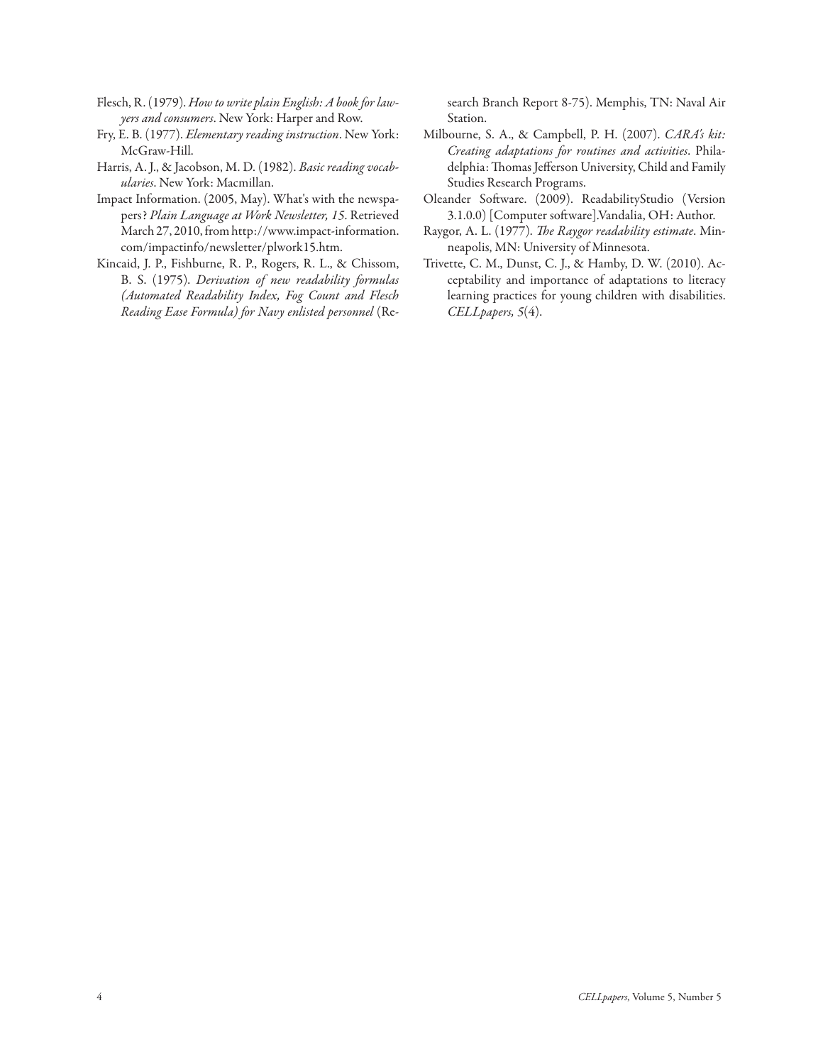Flesch, R. (1979). *How to write plain English: A book for lawyers and consumers*. New York: Harper and Row.

Fry, E. B. (1977). *Elementary reading instruction*. New York: McGraw-Hill.

Harris, A. J., & Jacobson, M. D. (1982). *Basic reading vocabularies*. New York: Macmillan.

Impact Information. (2005, May). What's with the newspapers? *Plain Language at Work Newsletter, 15*. Retrieved March 27, 2010, from http://www.impact-information.com/impactinfo/newsletter/plwork15.htm.

Kincaid, J. P., Fishburne, R. P., Rogers, R. L., & Chissom, B. S. (1975). *Derivation of new readability formulas (Automated Readability Index, Fog Count and Flesch Reading Ease Formula) for Navy enlisted personnel* (Research Branch Report 8-75). Memphis, TN: Naval Air Station.

Milbourne, S. A., & Campbell, P. H. (2007). *CARA's kit: Creating adaptations for routines and activities*. Philadelphia: Thomas Jefferson University, Child and Family Studies Research Programs.

Oleander Software. (2009). ReadabilityStudio (Version 3.1.0.0) [Computer software].Vandalia, OH: Author.

Raygor, A. L. (1977). *The Raygor readability estimate*. Minneapolis, MN: University of Minnesota.

Trivette, C. M., Dunst, C. J., & Hamby, D. W. (2010). Acceptability and importance of adaptations to literacy learning practices for young children with disabilities. *CELLpapers, 5*(4).